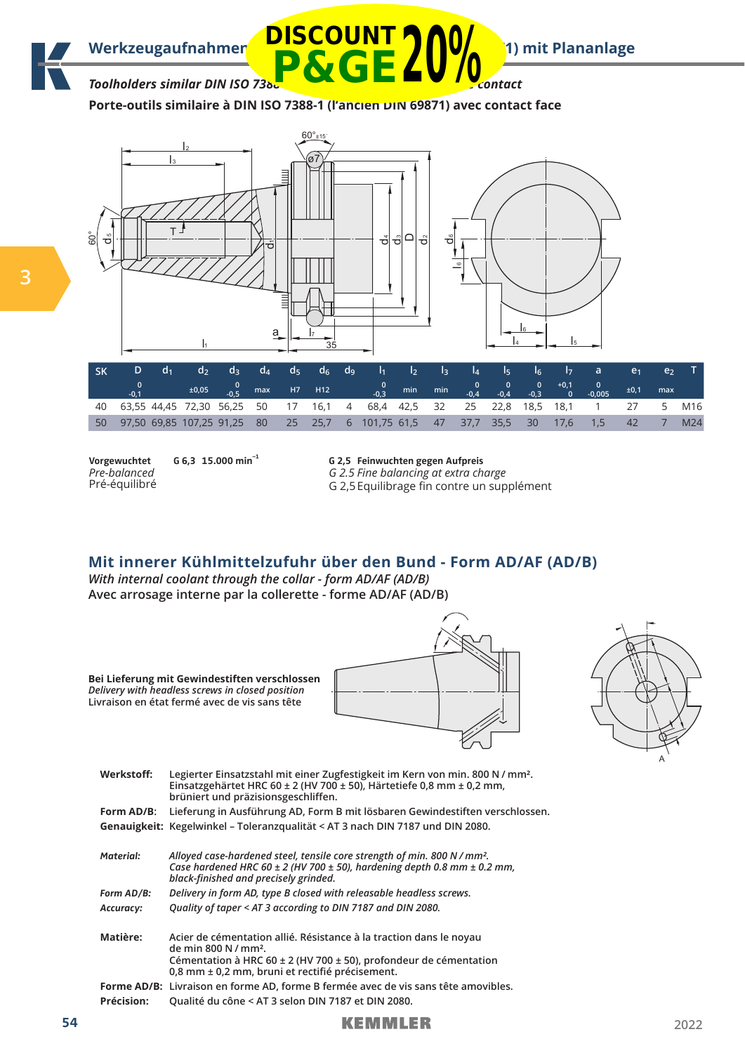## Werkzeugaufnahmen ähnlich DIN ISO 7388-1 (ehemals DIN 69871) mit Planananlage

*Toolholders similar DIN ISO 7388-1 (former DIN 69871) with face contact*

**Porte-outils similaire à DIN ISO 7388-1 (l'ancien DIN 69871) avec contact face**

DISCOUNT P&GE 20%

| SK | D | $d_1$ | $d_2$ | $d_3$ | $d_4$ | $d_5$ | $d_6$ | $d_9$ | $l_1$ | $l_2$ | $l_3$ | $l_4$ | $l_5$ | $l_6$ | $l_7$ | a | $e_1$ | $e_2$ | T |
|---|---|---|---|---|---|---|---|---|---|---|---|---|---|---|---|---|---|---|---|
| | 0 / -0,1 | | ±0,05 | 0 / -0,5 | max | H7 | H12 | | 0 / -0,3 | min | min | 0 / -0,4 | 0 / -0,4 | 0 / -0,3 | +0,1 / 0 | 0 / -0,005 | ±0,1 | max | |
| 40 | 63,55 | 44,45 | 72,30 | 56,25 | 50 | 17 | 16,1 | 4 | 68,4 | 42,5 | 32 | 25 | 22,8 | 18,5 | 18,1 | 1 | 27 | 5 | M16 |
| 50 | 97,50 | 69,85 | 107,25 | 91,25 | 80 | 25 | 25,7 | 6 | 101,75 | 61,5 | 47 | 37,7 | 35,5 | 30 | 17,6 | 1,5 | 42 | 7 | M24 |

**Vorgewuchtet** **G 6,3 15.000 min$^{-1}$**
*Pre-balanced*
Pré-équilibré

**G 2,5 Feinwuchten gegen Aufpreis**
*G 2.5 Fine balancing at extra charge*
G 2,5 Equilibrage fin contre un supplément

## Mit innerer Kühlmittelzufuhr über den Bund - Form AD/AF (AD/B)

*With internal coolant through the collar - form AD/AF (AD/B)*

Avec arrosage interne par la collerette - forme AD/AF (AD/B)

**Bei Lieferung mit Gewindestiften verschlossen**
*Delivery with headless screws in closed position*
Livraison en état fermé avec de vis sans tête

**Werkstoff:** Legierter Einsatzstahl mit einer Zugfestigkeit im Kern von min. 800 N / mm². Einsatzgehärtet HRC 60 ± 2 (HV 700 ± 50), Härtetiefe 0,8 mm ± 0,2 mm, brüniert und präzisionsgeschliffen.
**Form AD/B:** Lieferung in Ausführung AD, Form B mit lösbaren Gewindestiften verschlossen.
**Genauigkeit:** Kegelwinkel – Toleranzqualität < AT 3 nach DIN 7187 und DIN 2080.

***Material:*** *Alloyed case-hardened steel, tensile core strength of min. 800 N / mm². Case hardened HRC 60 ± 2 (HV 700 ± 50), hardening depth 0.8 mm ± 0.2 mm, black-finished and precisely grinded.*
***Form AD/B:*** *Delivery in form AD, type B closed with releasable headless screws.*
***Accuracy:*** *Quality of taper < AT 3 according to DIN 7187 and DIN 2080.*

**Matière:** Acier de cémentation allié. Résistance à la traction dans le noyau de min 800 N / mm². Cémentation à HRC 60 ± 2 (HV 700 ± 50), profondeur de cémentation 0,8 mm ± 0,2 mm, bruni et rectifié précisement.
**Forme AD/B:** Livraison en forme AD, forme B fermée avec de vis sans tête amovibles.
**Précision:** Qualité du cône < AT 3 selon DIN 7187 et DIN 2080.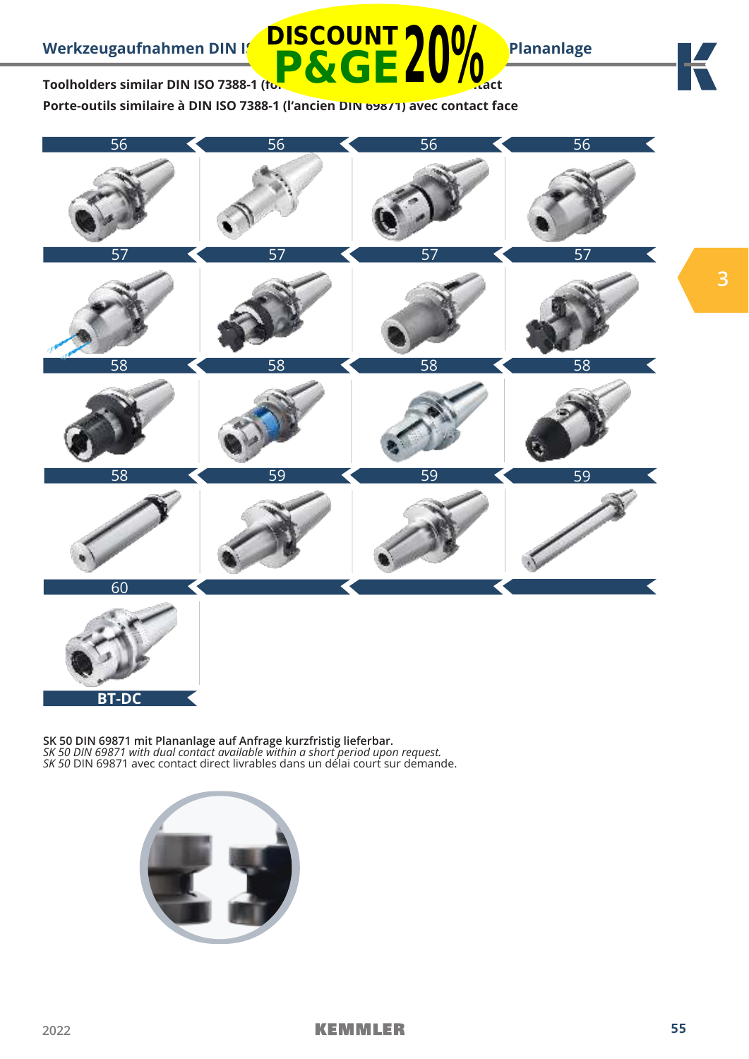## Werkzeugaufnahmen DIN I... Plananlage

**Toolholders similar DIN ISO 7388-1 (fo... ...act**

**Porte-outils similaire à DIN ISO 7388-1 (l'ancien DIN 69871) avec contact face**

DISCOUNT P&GE 20%

56 | 56 | 56 | 56

57 | 57 | 57 | 57

58 | 58 | 58 | 58

58 | 59 | 59 | 59

60

BT-DC

**SK 50 DIN 69871 mit Plananlage auf Anfrage kurzfristig lieferbar.**
*SK 50 DIN 69871 with dual contact available within a short period upon request.*
*SK 50* DIN 69871 avec contact direct livrables dans un délai court sur demande.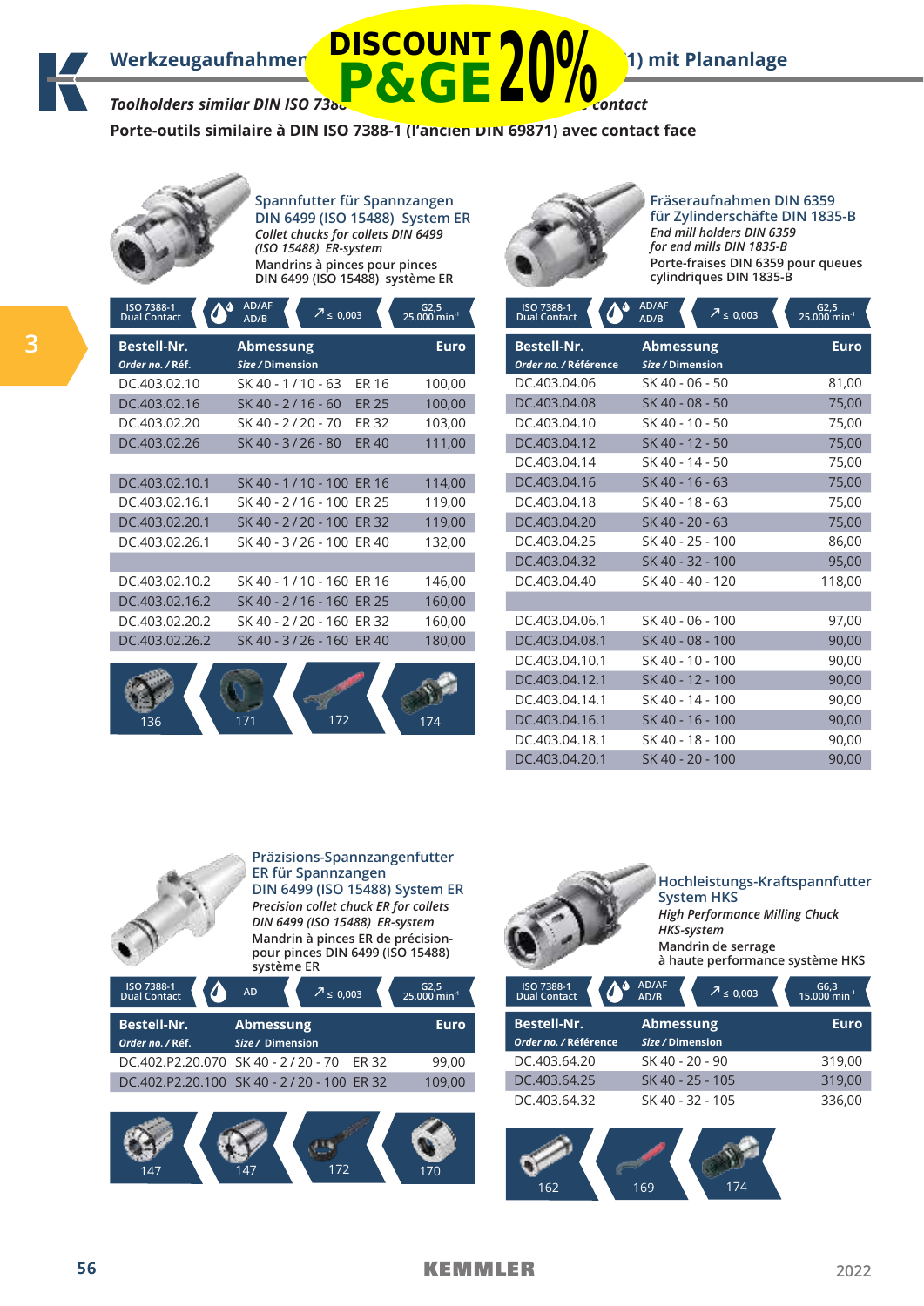# Werkzeugaufnahmen ... 1) mit Planlage

DISCOUNT P&GE 20%

*Toolholders similar DIN ISO 738... contact*

**Porte-outils similaire à DIN ISO 7388-1 (l'ancien DIN 69871) avec contact face**

3

## Spannfutter für Spannzangen DIN 6499 (ISO 15488) System ER

*Collet chucks for collets DIN 6499 (ISO 15488) ER-system*

Mandrins à pinces pour pinces DIN 6499 (ISO 15488) système ER

ISO 7388-1 Dual Contact | AD/AF AD/B | ↗ ≤ 0,003 | G2,5 25.000 min⁻¹

| Bestell-Nr. *Order no. / Réf.* | Abmessung *Size / Dimension* | | Euro |
|---|---|---|---|
| DC.403.02.10 | SK 40 - 1 / 10 - 63 | ER 16 | 100,00 |
| DC.403.02.16 | SK 40 - 2 / 16 - 60 | ER 25 | 100,00 |
| DC.403.02.20 | SK 40 - 2 / 20 - 70 | ER 32 | 103,00 |
| DC.403.02.26 | SK 40 - 3 / 26 - 80 | ER 40 | 111,00 |
| | | | |
| DC.403.02.10.1 | SK 40 - 1 / 10 - 100 | ER 16 | 114,00 |
| DC.403.02.16.1 | SK 40 - 2 / 16 - 100 | ER 25 | 119,00 |
| DC.403.02.20.1 | SK 40 - 2 / 20 - 100 | ER 32 | 119,00 |
| DC.403.02.26.1 | SK 40 - 3 / 26 - 100 | ER 40 | 132,00 |
| | | | |
| DC.403.02.10.2 | SK 40 - 1 / 10 - 160 | ER 16 | 146,00 |
| DC.403.02.16.2 | SK 40 - 2 / 16 - 160 | ER 25 | 160,00 |
| DC.403.02.20.2 | SK 40 - 2 / 20 - 160 | ER 32 | 160,00 |
| DC.403.02.26.2 | SK 40 - 3 / 26 - 160 | ER 40 | 180,00 |

136 | 171 | 172 | 174

## Fräseraufnahmen DIN 6359 für Zylinderschäfte DIN 1835-B

*End mill holders DIN 6359 for end mills DIN 1835-B*

Porte-fraises DIN 6359 pour queues cylindriques DIN 1835-B

ISO 7388-1 Dual Contact | AD/AF AD/B | ↗ ≤ 0,003 | G2,5 25.000 min⁻¹

| Bestell-Nr. *Order no. / Référence* | Abmessung *Size / Dimension* | Euro |
|---|---|---|
| DC.403.04.06 | SK 40 - 06 - 50 | 81,00 |
| DC.403.04.08 | SK 40 - 08 - 50 | 75,00 |
| DC.403.04.10 | SK 40 - 10 - 50 | 75,00 |
| DC.403.04.12 | SK 40 - 12 - 50 | 75,00 |
| DC.403.04.14 | SK 40 - 14 - 50 | 75,00 |
| DC.403.04.16 | SK 40 - 16 - 63 | 75,00 |
| DC.403.04.18 | SK 40 - 18 - 63 | 75,00 |
| DC.403.04.20 | SK 40 - 20 - 63 | 75,00 |
| DC.403.04.25 | SK 40 - 25 - 100 | 86,00 |
| DC.403.04.32 | SK 40 - 32 - 100 | 95,00 |
| DC.403.04.40 | SK 40 - 40 - 120 | 118,00 |
| | | |
| DC.403.04.06.1 | SK 40 - 06 - 100 | 97,00 |
| DC.403.04.08.1 | SK 40 - 08 - 100 | 90,00 |
| DC.403.04.10.1 | SK 40 - 10 - 100 | 90,00 |
| DC.403.04.12.1 | SK 40 - 12 - 100 | 90,00 |
| DC.403.04.14.1 | SK 40 - 14 - 100 | 90,00 |
| DC.403.04.16.1 | SK 40 - 16 - 100 | 90,00 |
| DC.403.04.18.1 | SK 40 - 18 - 100 | 90,00 |
| DC.403.04.20.1 | SK 40 - 20 - 100 | 90,00 |

## Präzisions-Spannzangenfutter ER für Spannzangen DIN 6499 (ISO 15488) System ER

*Precision collet chuck ER for collets DIN 6499 (ISO 15488) ER-system*

Mandrin à pinces ER de précision-pour pinces DIN 6499 (ISO 15488) système ER

ISO 7388-1 Dual Contact | AD | ↗ ≤ 0,003 | G2,5 25.000 min⁻¹

| Bestell-Nr. *Order no. / Réf.* | Abmessung *Size / Dimension* | | Euro |
|---|---|---|---|
| DC.402.P2.20.070 | SK 40 - 2 / 20 - 70 | ER 32 | 99,00 |
| DC.402.P2.20.100 | SK 40 - 2 / 20 - 100 | ER 32 | 109,00 |

147 | 147 | 172 | 170

## Hochleistungs-Kraftspannfutter System HKS

*High Performance Milling Chuck HKS-system*

Mandrin de serrage à haute performance système HKS

ISO 7388-1 Dual Contact | AD/AF AD/B | ↗ ≤ 0,003 | G6,3 15.000 min⁻¹

| Bestell-Nr. *Order no. / Référence* | Abmessung *Size / Dimension* | Euro |
|---|---|---|
| DC.403.64.20 | SK 40 - 20 - 90 | 319,00 |
| DC.403.64.25 | SK 40 - 25 - 105 | 319,00 |
| DC.403.64.32 | SK 40 - 32 - 105 | 336,00 |

162 | 169 | 174

KEMMLER 2022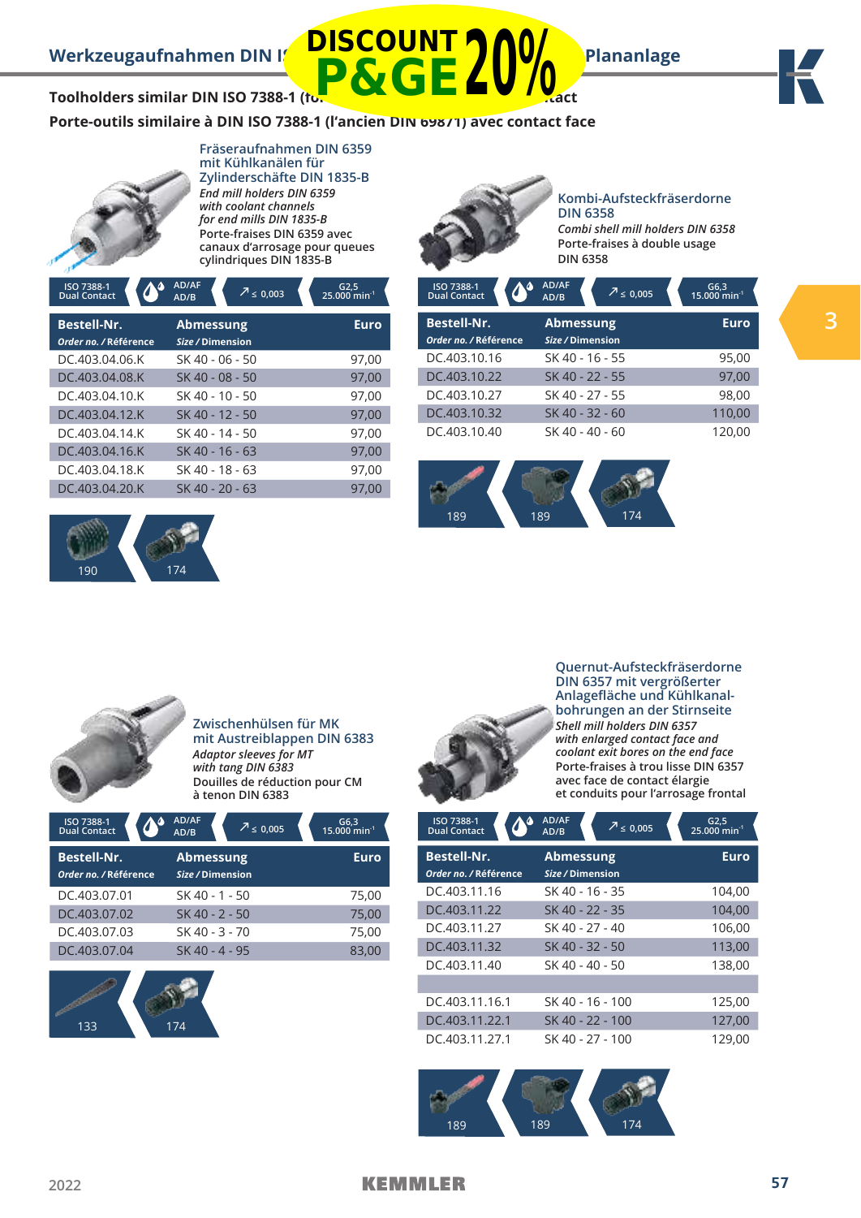## Werkzeugaufnahmen DIN I… Plananlage

DISCOUNT P&GE 20%

**Toolholders similar DIN ISO 7388-1 (fo… …act**

**Porte-outils similaire à DIN ISO 7388-1 (l'ancien DIN 69871) avec contact face**

3

### Fräseraufnahmen DIN 6359 mit Kühlkanälen für Zylinderschäfte DIN 1835-B

*End mill holders DIN 6359 with coolant channels for end mills DIN 1835-B*

Porte-fraises DIN 6359 avec canaux d'arrosage pour queues cylindriques DIN 1835-B

ISO 7388-1 Dual Contact | AD/AF AD/B | ≤ 0,003 | G2,5 25.000 min⁻¹

| Bestell-Nr. *Order no. / Référence* | Abmessung *Size / Dimension* | Euro |
|---|---|---|
| DC.403.04.06.K | SK 40 - 06 - 50 | 97,00 |
| DC.403.04.08.K | SK 40 - 08 - 50 | 97,00 |
| DC.403.04.10.K | SK 40 - 10 - 50 | 97,00 |
| DC.403.04.12.K | SK 40 - 12 - 50 | 97,00 |
| DC.403.04.14.K | SK 40 - 14 - 50 | 97,00 |
| DC.403.04.16.K | SK 40 - 16 - 63 | 97,00 |
| DC.403.04.18.K | SK 40 - 18 - 63 | 97,00 |
| DC.403.04.20.K | SK 40 - 20 - 63 | 97,00 |

190 | 174

### Kombi-Aufsteckfräserdorne DIN 6358

*Combi shell mill holders DIN 6358*

Porte-fraises à double usage DIN 6358

ISO 7388-1 Dual Contact | AD/AF AD/B | ≤ 0,005 | G6,3 15.000 min⁻¹

| Bestell-Nr. *Order no. / Référence* | Abmessung *Size / Dimension* | Euro |
|---|---|---|
| DC.403.10.16 | SK 40 - 16 - 55 | 95,00 |
| DC.403.10.22 | SK 40 - 22 - 55 | 97,00 |
| DC.403.10.27 | SK 40 - 27 - 55 | 98,00 |
| DC.403.10.32 | SK 40 - 32 - 60 | 110,00 |
| DC.403.10.40 | SK 40 - 40 - 60 | 120,00 |

189 | 189 | 174

### Zwischenhülsen für MK mit Austreiblappen DIN 6383

*Adaptor sleeves for MT with tang DIN 6383*

Douilles de réduction pour CM à tenon DIN 6383

ISO 7388-1 Dual Contact | AD/AF AD/B | ≤ 0,005 | G6,3 15.000 min⁻¹

| Bestell-Nr. *Order no. / Référence* | Abmessung *Size / Dimension* | Euro |
|---|---|---|
| DC.403.07.01 | SK 40 - 1 - 50 | 75,00 |
| DC.403.07.02 | SK 40 - 2 - 50 | 75,00 |
| DC.403.07.03 | SK 40 - 3 - 70 | 75,00 |
| DC.403.07.04 | SK 40 - 4 - 95 | 83,00 |

133 | 174

### Quernut-Aufsteckfräserdorne DIN 6357 mit vergrößerter Anlagefläche und Kühlkanalbohrungen an der Stirnseite

*Shell mill holders DIN 6357 with enlarged contact face and coolant exit bores on the end face*

Porte-fraises à trou lisse DIN 6357 avec face de contact élargie et conduits pour l'arrosage frontal

ISO 7388-1 Dual Contact | AD/AF AD/B | ≤ 0,005 | G2,5 25.000 min⁻¹

| Bestell-Nr. *Order no. / Référence* | Abmessung *Size / Dimension* | Euro |
|---|---|---|
| DC.403.11.16 | SK 40 - 16 - 35 | 104,00 |
| DC.403.11.22 | SK 40 - 22 - 35 | 104,00 |
| DC.403.11.27 | SK 40 - 27 - 40 | 106,00 |
| DC.403.11.32 | SK 40 - 32 - 50 | 113,00 |
| DC.403.11.40 | SK 40 - 40 - 50 | 138,00 |
| | | |
| DC.403.11.16.1 | SK 40 - 16 - 100 | 125,00 |
| DC.403.11.22.1 | SK 40 - 22 - 100 | 127,00 |
| DC.403.11.27.1 | SK 40 - 27 - 100 | 129,00 |

189 | 189 | 174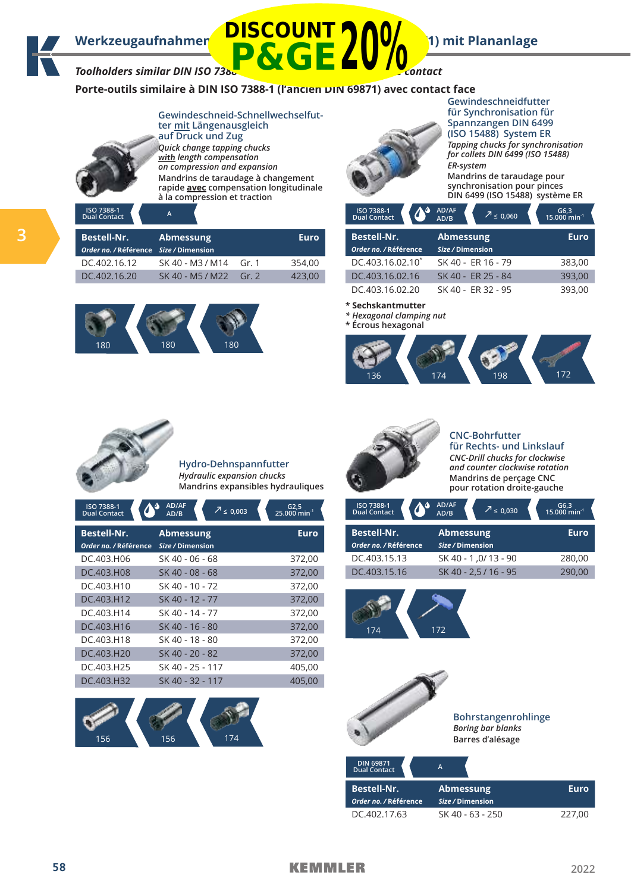# Werkzeugaufnahmen ... 1) mit Planlage

DISCOUNT P&GE 20%

*Toolholders similar DIN ISO 7388 ... contact*

**Porte-outils similaire à DIN ISO 7388-1 (l'ancien DIN 69871) avec contact face**

## Gewindeschneid-Schnellwechselfutter mit Längenausgleich auf Druck und Zug

*Quick change tapping chucks* ***with*** *length compensation on compression and expansion*

Mandrins de taraudage à changement rapide **avec** compensation longitudinale à la compression et traction

ISO 7388-1 Dual Contact | A

| Bestell-Nr. *Order no. / Référence* | Abmessung *Size / Dimension* | | Euro |
|---|---|---|---|
| DC.402.16.12 | SK 40 - M3 / M14 | Gr. 1 | 354,00 |
| DC.402.16.20 | SK 40 - M5 / M22 | Gr. 2 | 423,00 |

180 | 180 | 180

## Gewindeschneidfutter für Synchronisation für Spannzangen DIN 6499 (ISO 15488) System ER

*Tapping chucks for synchronisation for collets DIN 6499 (ISO 15488) ER-system*

Mandrins de taraudage pour synchronisation pour pinces DIN 6499 (ISO 15488) système ER

ISO 7388-1 Dual Contact | AD/AF AD/B | ≤ 0,060 | G6,3 15.000 min⁻¹

| Bestell-Nr. *Order no. / Référence* | Abmessung *Size / Dimension* | Euro |
|---|---|---|
| DC.403.16.02.10* | SK 40 - ER 16 - 79 | 383,00 |
| DC.403.16.02.16 | SK 40 - ER 25 - 84 | 393,00 |
| DC.403.16.02.20 | SK 40 - ER 32 - 95 | 393,00 |

\* **Sechskantmutter**
\* *Hexagonal clamping nut*
\* Écrous hexagonal

136 | 174 | 198 | 172

## Hydro-Dehnspannfutter

*Hydraulic expansion chucks*

Mandrins expansibles hydrauliques

ISO 7388-1 Dual Contact | AD/AF AD/B | ≤ 0,003 | G2,5 25.000 min⁻¹

| Bestell-Nr. *Order no. / Référence* | Abmessung *Size / Dimension* | Euro |
|---|---|---|
| DC.403.H06 | SK 40 - 06 - 68 | 372,00 |
| DC.403.H08 | SK 40 - 08 - 68 | 372,00 |
| DC.403.H10 | SK 40 - 10 - 72 | 372,00 |
| DC.403.H12 | SK 40 - 12 - 77 | 372,00 |
| DC.403.H14 | SK 40 - 14 - 77 | 372,00 |
| DC.403.H16 | SK 40 - 16 - 80 | 372,00 |
| DC.403.H18 | SK 40 - 18 - 80 | 372,00 |
| DC.403.H20 | SK 40 - 20 - 82 | 372,00 |
| DC.403.H25 | SK 40 - 25 - 117 | 405,00 |
| DC.403.H32 | SK 40 - 32 - 117 | 405,00 |

156 | 156 | 174

## CNC-Bohrfutter für Rechts- und Linkslauf

*CNC-Drill chucks for clockwise and counter clockwise rotation*

Mandrins de perçage CNC pour rotation droite-gauche

ISO 7388-1 Dual Contact | AD/AF AD/B | ≤ 0,030 | G6,3 15.000 min⁻¹

| Bestell-Nr. *Order no. / Référence* | Abmessung *Size / Dimension* | Euro |
|---|---|---|
| DC.403.15.13 | SK 40 - 1 ,0/ 13 - 90 | 280,00 |
| DC.403.15.16 | SK 40 - 2,5 / 16 - 95 | 290,00 |

174 | 172

## Bohrstangenrohlinge

*Boring bar blanks*

Barres d'alésage

DIN 69871 Dual Contact | A

| Bestell-Nr. *Order no. / Référence* | Abmessung *Size / Dimension* | Euro |
|---|---|---|
| DC.402.17.63 | SK 40 - 63 - 250 | 227,00 |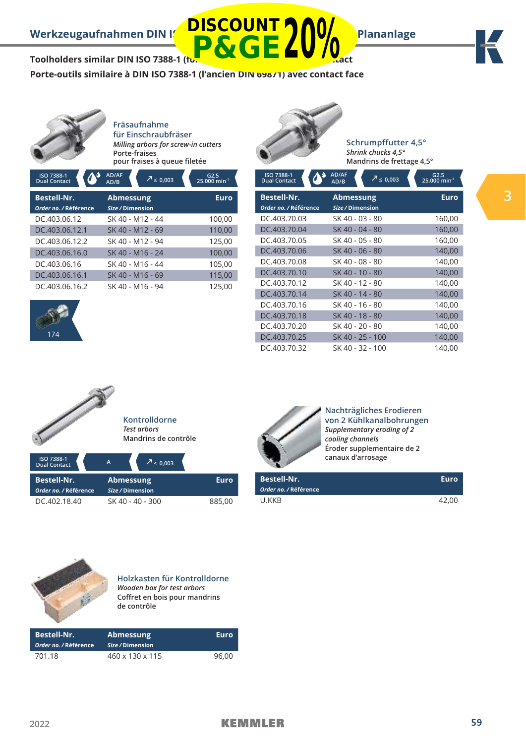## Werkzeugaufnahmen DIN ISO … Plananlage

DISCOUNT P&GE 20%

**Toolholders similar DIN ISO 7388-1 (fo… …tact**

**Porte-outils similaire à DIN ISO 7388-1 (l'ancien DIN 69871) avec contact face**

### Fräsaufnahme für Einschraubfräser

*Milling arbors for screw-in cutters*

Porte-fraises pour fraises à queue filetée

ISO 7388-1 Dual Contact | AD/AF AD/B | ≤ 0,003 | G2,5 25.000 min⁻¹

| Bestell-Nr. *Order no. / Référence* | Abmessung *Size / Dimension* | Euro |
|---|---|---|
| DC.403.06.12 | SK 40 - M12 - 44 | 100,00 |
| DC.403.06.12.1 | SK 40 - M12 - 69 | 110,00 |
| DC.403.06.12.2 | SK 40 - M12 - 94 | 125,00 |
| DC.403.06.16.0 | SK 40 - M16 - 24 | 100,00 |
| DC.403.06.16 | SK 40 - M16 - 44 | 105,00 |
| DC.403.06.16.1 | SK 40 - M16 - 69 | 115,00 |
| DC.403.06.16.2 | SK 40 - M16 - 94 | 125,00 |

174

### Schrumpffutter 4,5°

*Shrink chucks 4,5°*

Mandrins de frettage 4,5°

ISO 7388-1 Dual Contact | AD/AF AD/B | ≤ 0,003 | G2,5 25.000 min⁻¹

| Bestell-Nr. *Order no. / Référence* | Abmessung *Size / Dimension* | Euro |
|---|---|---|
| DC.403.70.03 | SK 40 - 03 - 80 | 160,00 |
| DC.403.70.04 | SK 40 - 04 - 80 | 160,00 |
| DC.403.70.05 | SK 40 - 05 - 80 | 160,00 |
| DC.403.70.06 | SK 40 - 06 - 80 | 140,00 |
| DC.403.70.08 | SK 40 - 08 - 80 | 140,00 |
| DC.403.70.10 | SK 40 - 10 - 80 | 140,00 |
| DC.403.70.12 | SK 40 - 12 - 80 | 140,00 |
| DC.403.70.14 | SK 40 - 14 - 80 | 140,00 |
| DC.403.70.16 | SK 40 - 16 - 80 | 140,00 |
| DC.403.70.18 | SK 40 - 18 - 80 | 140,00 |
| DC.403.70.20 | SK 40 - 20 - 80 | 140,00 |
| DC.403.70.25 | SK 40 - 25 - 100 | 140,00 |
| DC.403.70.32 | SK 40 - 32 - 100 | 140,00 |

### Kontrolldorne

*Test arbors*

Mandrins de contrôle

ISO 7388-1 Dual Contact | A | ≤ 0,003

| Bestell-Nr. *Order no. / Référence* | Abmessung *Size / Dimension* | Euro |
|---|---|---|
| DC.402.18.40 | SK 40 - 40 - 300 | 885,00 |

### Nachträgliches Erodieren von 2 Kühlkanalbohrungen

*Supplementary eroding of 2 cooling channels*

Éroder supplementaire de 2 canaux d'arrosage

| Bestell-Nr. *Order no. / Référence* | Euro |
|---|---|
| U.KKB | 42,00 |

### Holzkasten für Kontrolldorne

*Wooden box for test arbors*

Coffret en bois pour mandrins de contrôle

| Bestell-Nr. *Order no. / Référence* | Abmessung *Size / Dimension* | Euro |
|---|---|---|
| 701.18 | 460 x 130 x 115 | 96,00 |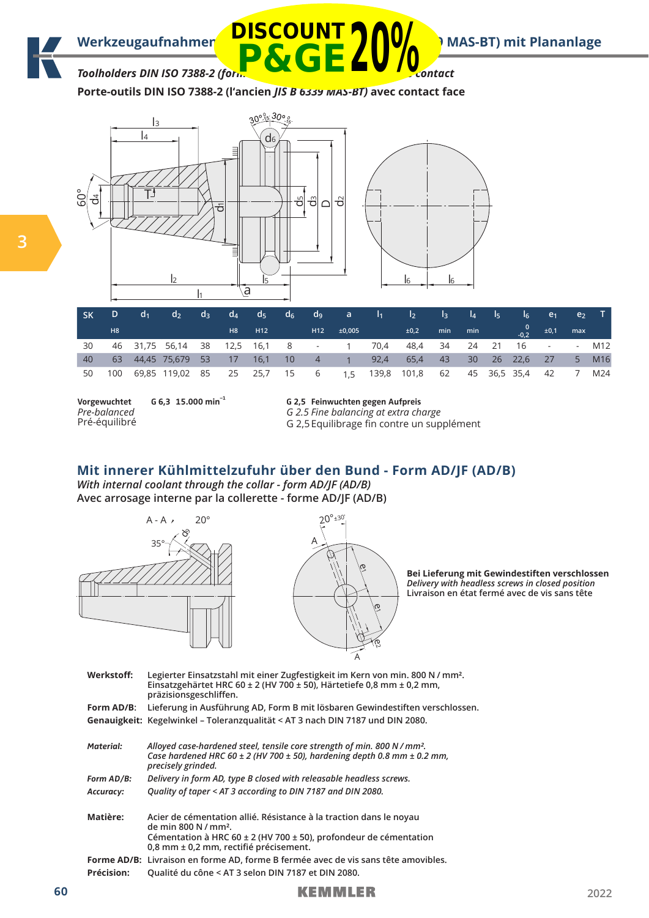# Werkzeugaufnahmen DIN ISO 7388-2 (ehemals JIS B 6339 MAS-BT) mit Planansage

*Toolholders DIN ISO 7388-2 (former JIS B 6339 MAS-BT) with face contact*

**Porte-outils DIN ISO 7388-2 (l'ancien *JIS B 6339 MAS-BT*) avec contact face**

DISCOUNT P&GE 20%

| SK | D | $d_1$ | $d_2$ | $d_3$ | $d_4$ | $d_5$ | $d_6$ | $d_9$ | a | $l_1$ | $l_2$ | $l_3$ | $l_4$ | $l_5$ | $l_6$ | $e_1$ | $e_2$ | T |
|---|---|---|---|---|---|---|---|---|---|---|---|---|---|---|---|---|---|---|
| | H8 | | | | H8 | H12 | | H12 | ±0,005 | | ±0,2 | min | min | | 0 / -0,2 | ±0,1 | max | |
| 30 | 46 | 31,75 | 56,14 | 38 | 12,5 | 16,1 | 8 | - | 1 | 70,4 | 48,4 | 34 | 24 | 21 | 16 | - | - | M12 |
| 40 | 63 | 44,45 | 75,679 | 53 | 17 | 16,1 | 10 | 4 | 1 | 92,4 | 65,4 | 43 | 30 | 26 | 22,6 | 27 | 5 | M16 |
| 50 | 100 | 69,85 | 119,02 | 85 | 25 | 25,7 | 15 | 6 | 1,5 | 139,8 | 101,8 | 62 | 45 | 36,5 | 35,4 | 42 | 7 | M24 |

**Vorgewuchtet** **G 6,3 15.000 min⁻¹**
*Pre-balanced*
Pré-équilibré

**G 2,5 Feinwuchten gegen Aufpreis**
*G 2.5 Fine balancing at extra charge*
G 2,5 Equilibrage fin contre un supplément

## Mit innerer Kühlmittelzufuhr über den Bund - Form AD/JF (AD/B)

*With internal coolant through the collar - form AD/JF (AD/B)*

Avec arrosage interne par la collerette - forme AD/JF (AD/B)

**Bei Lieferung mit Gewindestiften verschlossen**
*Delivery with headless screws in closed position*
Livraison en état fermé avec de vis sans tête

**Werkstoff:** Legierter Einsatzstahl mit einer Zugfestigkeit im Kern von min. 800 N / mm². Einsatzgehärtet HRC 60 ± 2 (HV 700 ± 50), Härtetiefe 0,8 mm ± 0,2 mm, präzisionsgeschliffen.

**Form AD/B:** Lieferung in Ausführung AD, Form B mit lösbaren Gewindestiften verschlossen.

**Genauigkeit:** Kegelwinkel – Toleranzqualität < AT 3 nach DIN 7187 und DIN 2080.

***Material:*** *Alloyed case-hardened steel, tensile core strength of min. 800 N / mm². Case hardened HRC 60 ± 2 (HV 700 ± 50), hardening depth 0.8 mm ± 0.2 mm, precisely grinded.*

***Form AD/B:*** *Delivery in form AD, type B closed with releasable headless screws.*

***Accuracy:*** *Quality of taper < AT 3 according to DIN 7187 and DIN 2080.*

**Matière:** Acier de cémentation allié. Résistance à la traction dans le noyau de min 800 N / mm². Cémentation à HRC 60 ± 2 (HV 700 ± 50), profondeur de cémentation 0,8 mm ± 0,2 mm, rectifié précisement.

**Forme AD/B:** Livraison en forme AD, forme B fermée avec de vis sans tête amovibles.

**Précision:** Qualité du cône < AT 3 selon DIN 7187 et DIN 2080.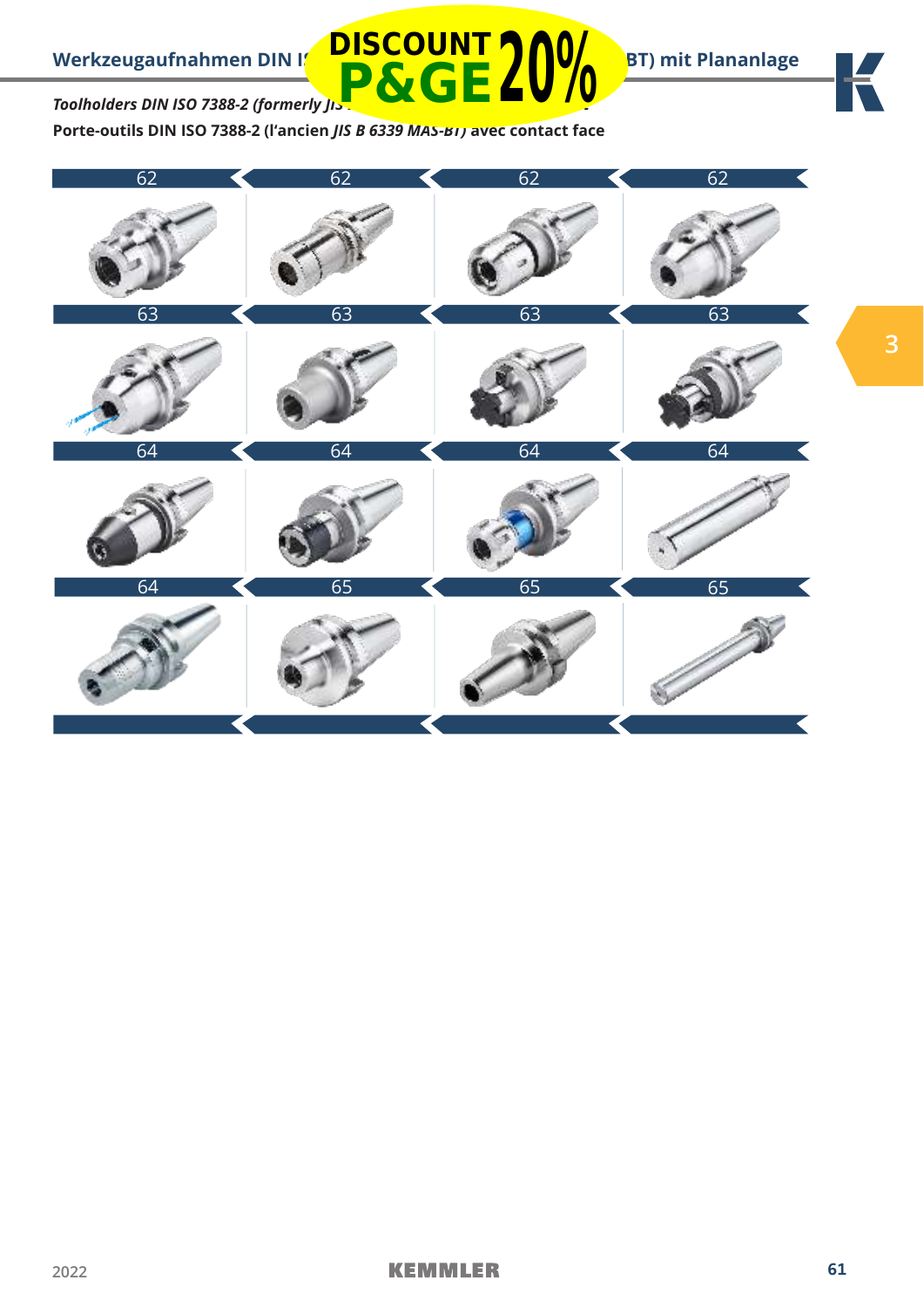## Werkzeugaufnahmen DIN I... BT) mit Plananlage

DISCOUNT P&GE 20%

*Toolholders DIN ISO 7388-2 (formerly JIS ...*

**Porte-outils DIN ISO 7388-2 (l'ancien *JIS B 6339 MAS-BT)* avec contact face**

| 62 | 62 | 62 | 62 |
|---|---|---|---|
| 63 | 63 | 63 | 63 |
| 64 | 64 | 64 | 64 |
| 64 | 65 | 65 | 65 |

3

2022

KEMMLER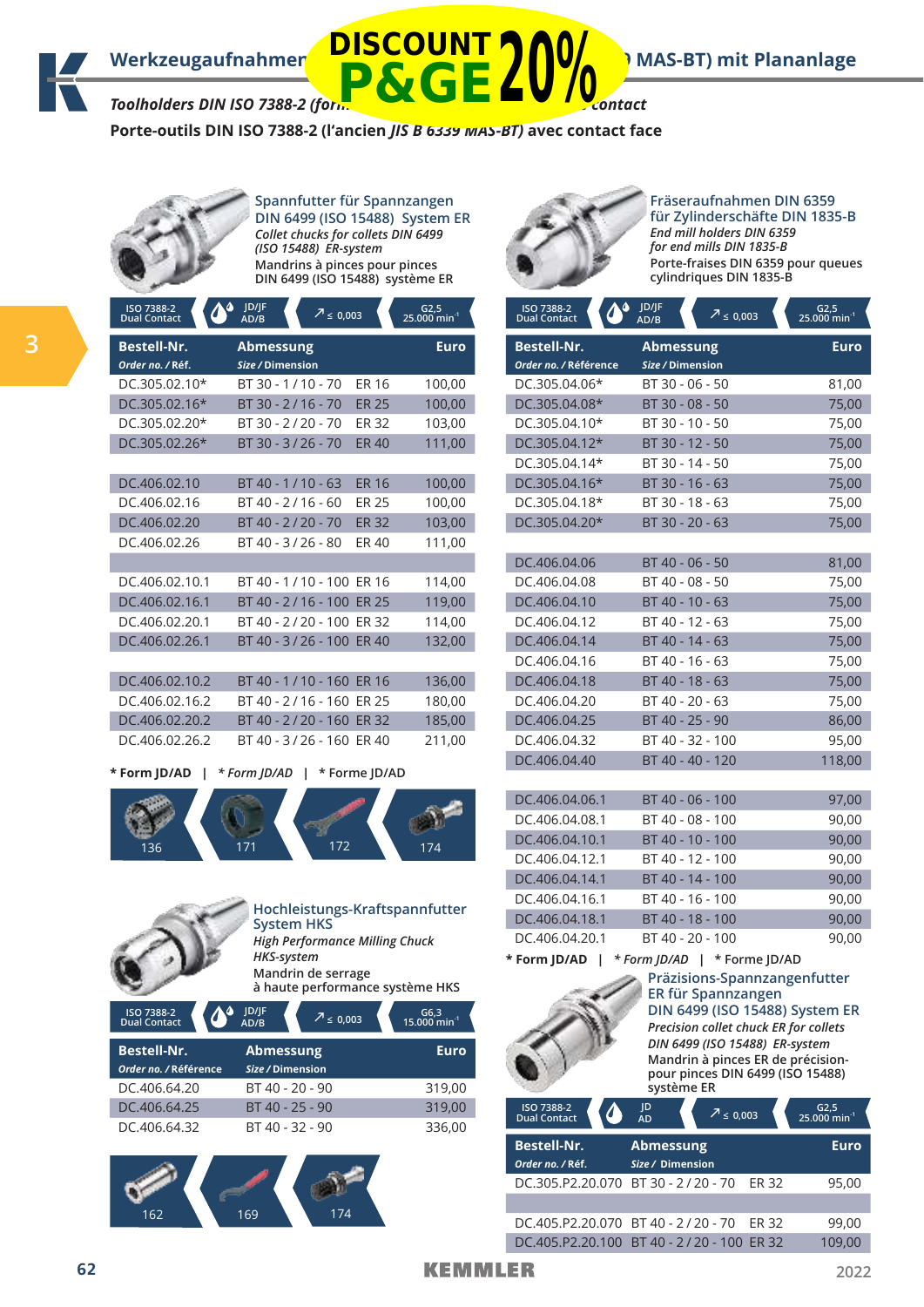# Werkzeugaufnahmen DIN ISO 7388-2 (früher JIS B 6339 MAS-BT) mit Plananlage

DISCOUNT P&GE 20%

*Toolholders DIN ISO 7388-2 (formerly JIS B 6339 MAS-BT) with face contact*

**Porte-outils DIN ISO 7388-2 (l'ancien *JIS B 6339 MAS-BT*) avec contact face**

## Spannfutter für Spannzangen DIN 6499 (ISO 15488) System ER

*Collet chucks for collets DIN 6499 (ISO 15488) ER-system*

Mandrins à pinces pour pinces DIN 6499 (ISO 15488) système ER

ISO 7388-2 Dual Contact | JD/JF AD/B | ≤ 0,003 | G2,5 25.000 min⁻¹

| Bestell-Nr. *Order no. / Réf.* | Abmessung *Size / Dimension* | | Euro |
|---|---|---|---|
| DC.305.02.10* | BT 30 - 1 / 10 - 70 | ER 16 | 100,00 |
| DC.305.02.16* | BT 30 - 2 / 16 - 70 | ER 25 | 100,00 |
| DC.305.02.20* | BT 30 - 2 / 20 - 70 | ER 32 | 103,00 |
| DC.305.02.26* | BT 30 - 3 / 26 - 70 | ER 40 | 111,00 |
| | | | |
| DC.406.02.10 | BT 40 - 1 / 10 - 63 | ER 16 | 100,00 |
| DC.406.02.16 | BT 40 - 2 / 16 - 60 | ER 25 | 100,00 |
| DC.406.02.20 | BT 40 - 2 / 20 - 70 | ER 32 | 103,00 |
| DC.406.02.26 | BT 40 - 3 / 26 - 80 | ER 40 | 111,00 |
| | | | |
| DC.406.02.10.1 | BT 40 - 1 / 10 - 100 | ER 16 | 114,00 |
| DC.406.02.16.1 | BT 40 - 2 / 16 - 100 | ER 25 | 119,00 |
| DC.406.02.20.1 | BT 40 - 2 / 20 - 100 | ER 32 | 114,00 |
| DC.406.02.26.1 | BT 40 - 3 / 26 - 100 | ER 40 | 132,00 |
| | | | |
| DC.406.02.10.2 | BT 40 - 1 / 10 - 160 | ER 16 | 136,00 |
| DC.406.02.16.2 | BT 40 - 2 / 16 - 160 | ER 25 | 180,00 |
| DC.406.02.20.2 | BT 40 - 2 / 20 - 160 | ER 32 | 185,00 |
| DC.406.02.26.2 | BT 40 - 3 / 26 - 160 | ER 40 | 211,00 |

**\* Form JD/AD** | *\* Form JD/AD* | \* Forme JD/AD

136 | 171 | 172 | 174

## Hochleistungs-Kraftspannfutter System HKS

*High Performance Milling Chuck HKS-system*

Mandrin de serrage à haute performance système HKS

ISO 7388-2 Dual Contact | JD/JF AD/B | ≤ 0,003 | G6,3 15.000 min⁻¹

| Bestell-Nr. *Order no. / Référence* | Abmessung *Size / Dimension* | Euro |
|---|---|---|
| DC.406.64.20 | BT 40 - 20 - 90 | 319,00 |
| DC.406.64.25 | BT 40 - 25 - 90 | 319,00 |
| DC.406.64.32 | BT 40 - 32 - 90 | 336,00 |

162 | 169 | 174

## Fräseraufnahmen DIN 6359 für Zylinderschäfte DIN 1835-B

*End mill holders DIN 6359 for end mills DIN 1835-B*

Porte-fraises DIN 6359 pour queues cylindriques DIN 1835-B

ISO 7388-2 Dual Contact | JD/JF AD/B | ≤ 0,003 | G2,5 25.000 min⁻¹

| Bestell-Nr. *Order no. / Référence* | Abmessung *Size / Dimension* | Euro |
|---|---|---|
| DC.305.04.06* | BT 30 - 06 - 50 | 81,00 |
| DC.305.04.08* | BT 30 - 08 - 50 | 75,00 |
| DC.305.04.10* | BT 30 - 10 - 50 | 75,00 |
| DC.305.04.12* | BT 30 - 12 - 50 | 75,00 |
| DC.305.04.14* | BT 30 - 14 - 50 | 75,00 |
| DC.305.04.16* | BT 30 - 16 - 63 | 75,00 |
| DC.305.04.18* | BT 30 - 18 - 63 | 75,00 |
| DC.305.04.20* | BT 30 - 20 - 63 | 75,00 |
| | | |
| DC.406.04.06 | BT 40 - 06 - 50 | 81,00 |
| DC.406.04.08 | BT 40 - 08 - 50 | 75,00 |
| DC.406.04.10 | BT 40 - 10 - 63 | 75,00 |
| DC.406.04.12 | BT 40 - 12 - 63 | 75,00 |
| DC.406.04.14 | BT 40 - 14 - 63 | 75,00 |
| DC.406.04.16 | BT 40 - 16 - 63 | 75,00 |
| DC.406.04.18 | BT 40 - 18 - 63 | 75,00 |
| DC.406.04.20 | BT 40 - 20 - 63 | 75,00 |
| DC.406.04.25 | BT 40 - 25 - 90 | 86,00 |
| DC.406.04.32 | BT 40 - 32 - 100 | 95,00 |
| DC.406.04.40 | BT 40 - 40 - 120 | 118,00 |
| | | |
| DC.406.04.06.1 | BT 40 - 06 - 100 | 97,00 |
| DC.406.04.08.1 | BT 40 - 08 - 100 | 90,00 |
| DC.406.04.10.1 | BT 40 - 10 - 100 | 90,00 |
| DC.406.04.12.1 | BT 40 - 12 - 100 | 90,00 |
| DC.406.04.14.1 | BT 40 - 14 - 100 | 90,00 |
| DC.406.04.16.1 | BT 40 - 16 - 100 | 90,00 |
| DC.406.04.18.1 | BT 40 - 18 - 100 | 90,00 |
| DC.406.04.20.1 | BT 40 - 20 - 100 | 90,00 |

**\* Form JD/AD** | *\* Form JD/AD* | \* Forme JD/AD

## Präzisions-Spannzangenfutter ER für Spannzangen DIN 6499 (ISO 15488) System ER

*Precision collet chuck ER for collets DIN 6499 (ISO 15488) ER-system*

Mandrin à pinces de précision-pour pinces DIN 6499 (ISO 15488) système ER

ISO 7388-2 Dual Contact | JD AD | ≤ 0,003 | G2,5 25.000 min⁻¹

| Bestell-Nr. *Order no. / Réf.* | Abmessung *Size / Dimension* | | Euro |
|---|---|---|---|
| DC.305.P2.20.070 | BT 30 - 2 / 20 - 70 | ER 32 | 95,00 |
| | | | |
| DC.405.P2.20.070 | BT 40 - 2 / 20 - 70 | ER 32 | 99,00 |
| DC.405.P2.20.100 | BT 40 - 2 / 20 - 100 | ER 32 | 109,00 |

KEMMLER 2022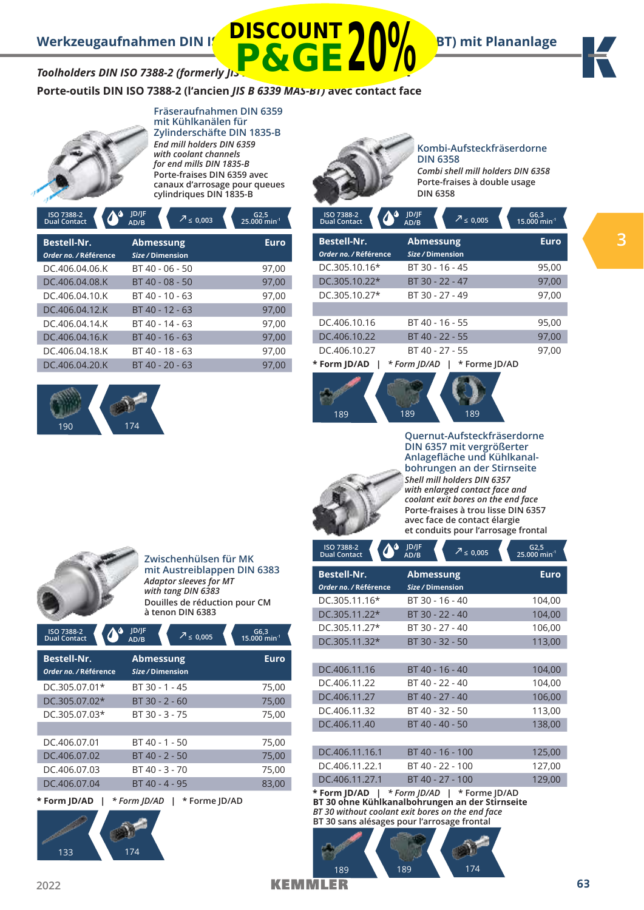DISCOUNT P&GE 20%

# Werkzeugaufnahmen DIN ISO 7388-2 (vormals JIS B 6339 MAS-BT) mit Plananlage

*Toolholders DIN ISO 7388-2 (formerly JIS B 6339 MAS-BT) with contact face*

**Porte-outils DIN ISO 7388-2 (l'ancien *JIS B 6339 MAS-BT*) avec contact face**

3

## Fräseraufnahmen DIN 6359 mit Kühlkanälen für Zylinderschäfte DIN 1835-B

*End mill holders DIN 6359 with coolant channels for end mills DIN 1835-B*

Porte-fraises DIN 6359 avec canaux d'arrosage pour queues cylindriques DIN 1835-B

ISO 7388-2 Dual Contact | JD/JF AD/B | ≤ 0,003 | G2,5 25.000 min⁻¹

| Bestell-Nr. *Order no. / Référence* | Abmessung *Size / Dimension* | Euro |
|---|---|---|
| DC.406.04.06.K | BT 40 - 06 - 50 | 97,00 |
| DC.406.04.08.K | BT 40 - 08 - 50 | 97,00 |
| DC.406.04.10.K | BT 40 - 10 - 63 | 97,00 |
| DC.406.04.12.K | BT 40 - 12 - 63 | 97,00 |
| DC.406.04.14.K | BT 40 - 14 - 63 | 97,00 |
| DC.406.04.16.K | BT 40 - 16 - 63 | 97,00 |
| DC.406.04.18.K | BT 40 - 18 - 63 | 97,00 |
| DC.406.04.20.K | BT 40 - 20 - 63 | 97,00 |

190 | 174

## Kombi-Aufsteckfräserdorne DIN 6358

*Combi shell mill holders DIN 6358*

Porte-fraises à double usage DIN 6358

ISO 7388-2 Dual Contact | JD/JF AD/B | ≤ 0,005 | G6,3 15.000 min⁻¹

| Bestell-Nr. *Order no. / Référence* | Abmessung *Size / Dimension* | Euro |
|---|---|---|
| DC.305.10.16* | BT 30 - 16 - 45 | 95,00 |
| DC.305.10.22* | BT 30 - 22 - 47 | 97,00 |
| DC.305.10.27* | BT 30 - 27 - 49 | 97,00 |
| | | |
| DC.406.10.16 | BT 40 - 16 - 55 | 95,00 |
| DC.406.10.22 | BT 40 - 22 - 55 | 97,00 |
| DC.406.10.27 | BT 40 - 27 - 55 | 97,00 |

**\* Form JD/AD** | *\* Form JD/AD* | \* Forme JD/AD

189 | 189 | 189

## Quernut-Aufsteckfräserdorne DIN 6357 mit vergrößerter Anlagefläche und Kühlkanalbohrungen an der Stirnseite

*Shell mill holders DIN 6357 with enlarged contact face and coolant exit bores on the end face*

Porte-fraises à trou lisse DIN 6357 avec face de contact élargie et conduits pour l'arrosage frontal

ISO 7388-2 Dual Contact | JD/JF AD/B | ≤ 0,005 | G2,5 25.000 min⁻¹

| Bestell-Nr. *Order no. / Référence* | Abmessung *Size / Dimension* | Euro |
|---|---|---|
| DC.305.11.16* | BT 30 - 16 - 40 | 104,00 |
| DC.305.11.22* | BT 30 - 22 - 40 | 104,00 |
| DC.305.11.27* | BT 30 - 27 - 40 | 106,00 |
| DC.305.11.32* | BT 30 - 32 - 50 | 113,00 |
| | | |
| DC.406.11.16 | BT 40 - 16 - 40 | 104,00 |
| DC.406.11.22 | BT 40 - 22 - 40 | 104,00 |
| DC.406.11.27 | BT 40 - 27 - 40 | 106,00 |
| DC.406.11.32 | BT 40 - 32 - 50 | 113,00 |
| DC.406.11.40 | BT 40 - 40 - 50 | 138,00 |
| | | |
| DC.406.11.16.1 | BT 40 - 16 - 100 | 125,00 |
| DC.406.11.22.1 | BT 40 - 22 - 100 | 127,00 |
| DC.406.11.27.1 | BT 40 - 27 - 100 | 129,00 |

**\* Form JD/AD** | *\* Form JD/AD* | \* Forme JD/AD

**BT 30 ohne Kühlkanalbohrungen an der Stirnseite**

*BT 30 without coolant exit bores on the end face*

BT 30 sans alésages pour l'arrosage frontal

189 | 189 | 174

## Zwischenhülsen für MK mit Austreiblappen DIN 6383

*Adaptor sleeves for MT with tang DIN 6383*

Douilles de réduction pour CM à tenon DIN 6383

ISO 7388-2 Dual Contact | JD/JF AD/B | ≤ 0,005 | G6,3 15.000 min⁻¹

| Bestell-Nr. *Order no. / Référence* | Abmessung *Size / Dimension* | Euro |
|---|---|---|
| DC.305.07.01* | BT 30 - 1 - 45 | 75,00 |
| DC.305.07.02* | BT 30 - 2 - 60 | 75,00 |
| DC.305.07.03* | BT 30 - 3 - 75 | 75,00 |
| | | |
| DC.406.07.01 | BT 40 - 1 - 50 | 75,00 |
| DC.406.07.02 | BT 40 - 2 - 50 | 75,00 |
| DC.406.07.03 | BT 40 - 3 - 70 | 75,00 |
| DC.406.07.04 | BT 40 - 4 - 95 | 83,00 |

**\* Form JD/AD** | *\* Form JD/AD* | \* Forme JD/AD

133 | 174

2022

KEMMLER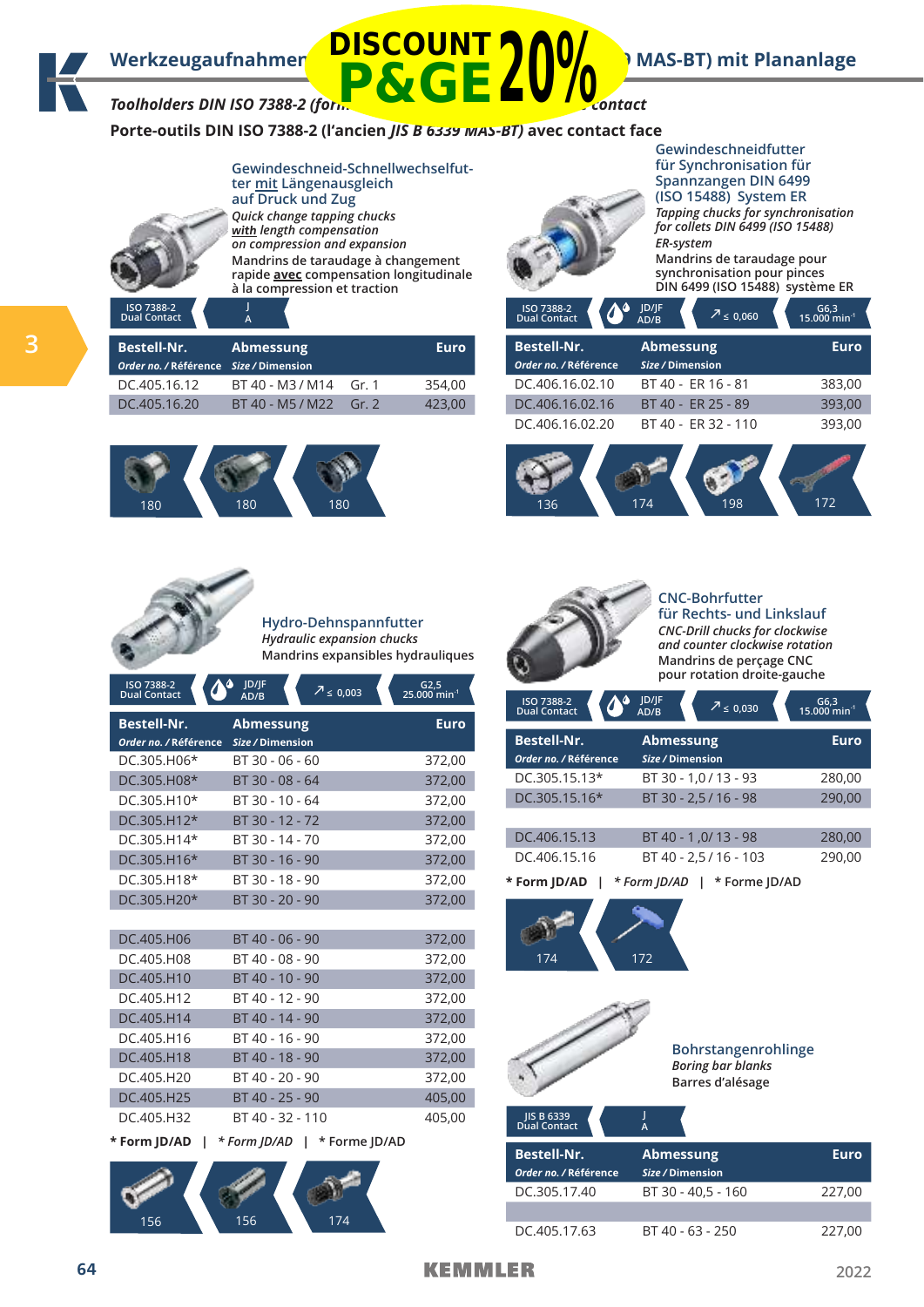DISCOUNT P&GE 20%

# Werkzeugaufnahmen ... MAS-BT) mit Planlage

***Toolholders DIN ISO 7388-2 (for... contact***

**Porte-outils DIN ISO 7388-2 (l'ancien *JIS B 6339 MAS-BT*) avec contact face**

## Gewindeschneid-Schnellwechselfutter mit Längenausgleich auf Druck und Zug

*Quick change tapping chucks with length compensation on compression and expansion*

Mandrins de taraudage à changement rapide **avec** compensation longitudinale à la compression et traction

ISO 7388-2 Dual Contact | J A

| Bestell-Nr. *Order no. / Référence* | Abmessung *Size / Dimension* | | Euro |
|---|---|---|---|
| DC.405.16.12 | BT 40 - M3 / M14 | Gr. 1 | 354,00 |
| DC.405.16.20 | BT 40 - M5 / M22 | Gr. 2 | 423,00 |

180 | 180 | 180

## Gewindeschneidfutter für Synchronisation für Spannzangen DIN 6499 (ISO 15488) System ER

*Tapping chucks for synchronisation for collets DIN 6499 (ISO 15488) ER-system*

Mandrins de taraudage pour synchronisation pour pinces DIN 6499 (ISO 15488) système ER

ISO 7388-2 Dual Contact | JD/JF AD/B | ≤ 0,060 | G6,3 15.000 min⁻¹

| Bestell-Nr. *Order no. / Référence* | Abmessung *Size / Dimension* | Euro |
|---|---|---|
| DC.406.16.02.10 | BT 40 - ER 16 - 81 | 383,00 |
| DC.406.16.02.16 | BT 40 - ER 25 - 89 | 393,00 |
| DC.406.16.02.20 | BT 40 - ER 32 - 110 | 393,00 |

136 | 174 | 198 | 172

## Hydro-Dehnspannfutter

*Hydraulic expansion chucks*

Mandrins expansibles hydrauliques

ISO 7388-2 Dual Contact | JD/JF AD/B | ≤ 0,003 | G2,5 25.000 min⁻¹

| Bestell-Nr. *Order no. / Référence* | Abmessung *Size / Dimension* | Euro |
|---|---|---|
| DC.305.H06* | BT 30 - 06 - 60 | 372,00 |
| DC.305.H08* | BT 30 - 08 - 64 | 372,00 |
| DC.305.H10* | BT 30 - 10 - 64 | 372,00 |
| DC.305.H12* | BT 30 - 12 - 72 | 372,00 |
| DC.305.H14* | BT 30 - 14 - 70 | 372,00 |
| DC.305.H16* | BT 30 - 16 - 90 | 372,00 |
| DC.305.H18* | BT 30 - 18 - 90 | 372,00 |
| DC.305.H20* | BT 30 - 20 - 90 | 372,00 |
| | | |
| DC.405.H06 | BT 40 - 06 - 90 | 372,00 |
| DC.405.H08 | BT 40 - 08 - 90 | 372,00 |
| DC.405.H10 | BT 40 - 10 - 90 | 372,00 |
| DC.405.H12 | BT 40 - 12 - 90 | 372,00 |
| DC.405.H14 | BT 40 - 14 - 90 | 372,00 |
| DC.405.H16 | BT 40 - 16 - 90 | 372,00 |
| DC.405.H18 | BT 40 - 18 - 90 | 372,00 |
| DC.405.H20 | BT 40 - 20 - 90 | 372,00 |
| DC.405.H25 | BT 40 - 25 - 90 | 405,00 |
| DC.405.H32 | BT 40 - 32 - 110 | 405,00 |

**\* Form JD/AD** | *\* Form JD/AD* | \* Forme JD/AD

156 | 156 | 174

## CNC-Bohrfutter für Rechts- und Linkslauf

*CNC-Drill chucks for clockwise and counter clockwise rotation*

Mandrins de perçage CNC pour rotation droite-gauche

ISO 7388-2 Dual Contact | JD/JF AD/B | ≤ 0,030 | G6,3 15.000 min⁻¹

| Bestell-Nr. *Order no. / Référence* | Abmessung *Size / Dimension* | Euro |
|---|---|---|
| DC.305.15.13* | BT 30 - 1,0 / 13 - 93 | 280,00 |
| DC.305.15.16* | BT 30 - 2,5 / 16 - 98 | 290,00 |
| | | |
| DC.406.15.13 | BT 40 - 1 ,0/ 13 - 98 | 280,00 |
| DC.406.15.16 | BT 40 - 2,5 / 16 - 103 | 290,00 |

**\* Form JD/AD** | *\* Form JD/AD* | \* Forme JD/AD

174 | 172

## Bohrstangenrohlinge

*Boring bar blanks*

Barres d'alésage

JIS B 6339 Dual Contact | J A

| Bestell-Nr. *Order no. / Référence* | Abmessung *Size / Dimension* | Euro |
|---|---|---|
| DC.305.17.40 | BT 30 - 40,5 - 160 | 227,00 |
| | | |
| DC.405.17.63 | BT 40 - 63 - 250 | 227,00 |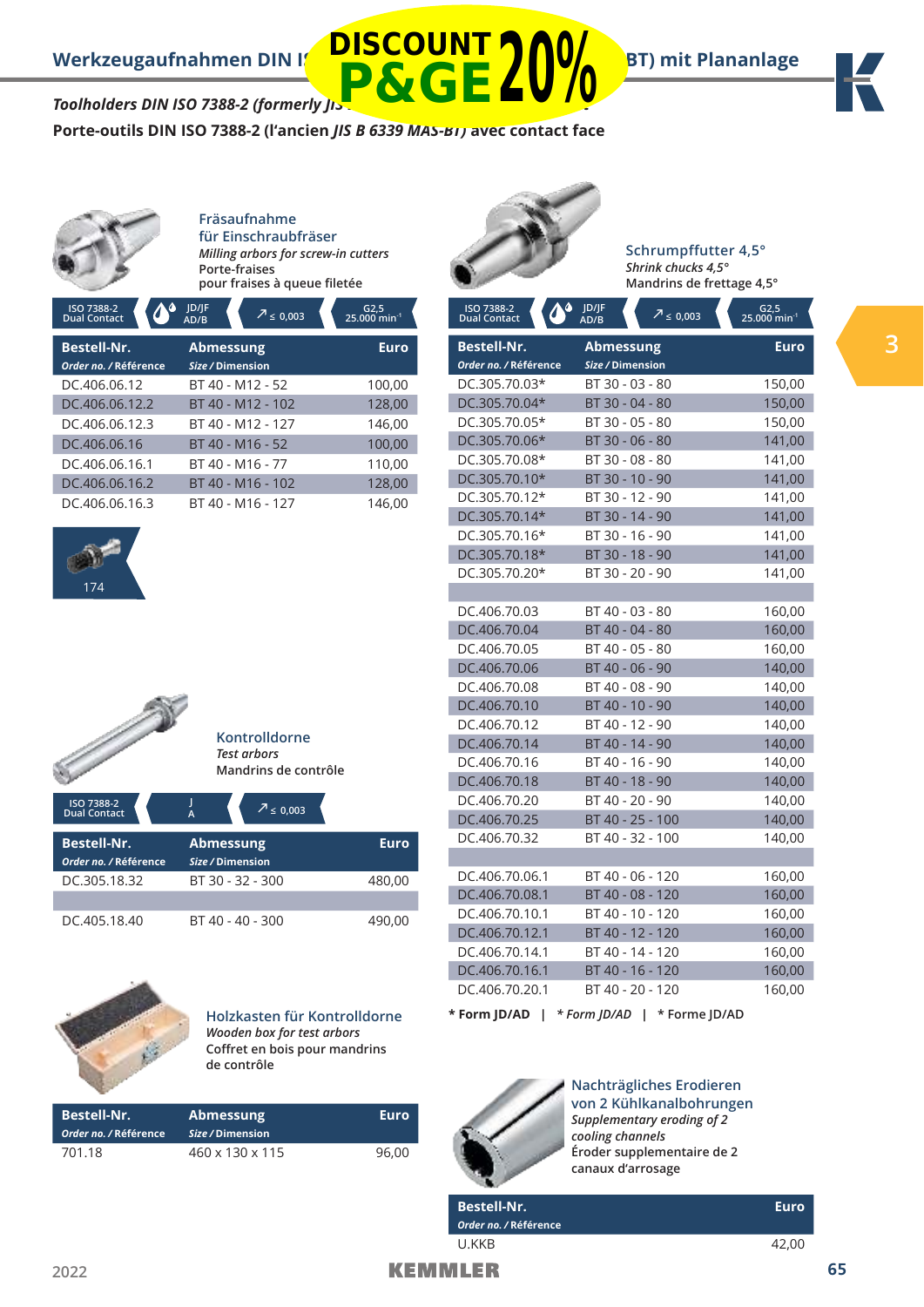# Werkzeugaufnahmen DIN I... BT) mit Planalage

DISCOUNT P&GE 20%

***Toolholders DIN ISO 7388-2 (formerly JIS...***

**Porte-outils DIN ISO 7388-2 (l'ancien *JIS B 6339 MAS-BT*) avec contact face**

## Fräsaufnahme für Einschraubfräser

*Milling arbors for screw-in cutters*

Porte-fraises pour fraises à queue filetée

ISO 7388-2 Dual Contact | JD/JF AD/B | ≤ 0,003 | G2,5 25.000 min⁻¹

| Bestell-Nr. *Order no. / Référence* | Abmessung *Size / Dimension* | Euro |
|---|---|---|
| DC.406.06.12 | BT 40 - M12 - 52 | 100,00 |
| DC.406.06.12.2 | BT 40 - M12 - 102 | 128,00 |
| DC.406.06.12.3 | BT 40 - M12 - 127 | 146,00 |
| DC.406.06.16 | BT 40 - M16 - 52 | 100,00 |
| DC.406.06.16.1 | BT 40 - M16 - 77 | 110,00 |
| DC.406.06.16.2 | BT 40 - M16 - 102 | 128,00 |
| DC.406.06.16.3 | BT 40 - M16 - 127 | 146,00 |

174

## Kontrolldorne

*Test arbors*

Mandrins de contrôle

ISO 7388-2 Dual Contact | J A | ≤ 0,003

| Bestell-Nr. *Order no. / Référence* | Abmessung *Size / Dimension* | Euro |
|---|---|---|
| DC.305.18.32 | BT 30 - 32 - 300 | 480,00 |
| DC.405.18.40 | BT 40 - 40 - 300 | 490,00 |

## Holzkasten für Kontrolldorne

*Wooden box for test arbors*

Coffret en bois pour mandrins de contrôle

| Bestell-Nr. *Order no. / Référence* | Abmessung *Size / Dimension* | Euro |
|---|---|---|
| 701.18 | 460 x 130 x 115 | 96,00 |

## Schrumpffutter 4,5°

*Shrink chucks 4,5°*

Mandrins de frettage 4,5°

ISO 7388-2 Dual Contact | JD/JF AD/B | ≤ 0,003 | G2,5 25.000 min⁻¹

| Bestell-Nr. *Order no. / Référence* | Abmessung *Size / Dimension* | Euro |
|---|---|---|
| DC.305.70.03* | BT 30 - 03 - 80 | 150,00 |
| DC.305.70.04* | BT 30 - 04 - 80 | 150,00 |
| DC.305.70.05* | BT 30 - 05 - 80 | 150,00 |
| DC.305.70.06* | BT 30 - 06 - 80 | 141,00 |
| DC.305.70.08* | BT 30 - 08 - 80 | 141,00 |
| DC.305.70.10* | BT 30 - 10 - 90 | 141,00 |
| DC.305.70.12* | BT 30 - 12 - 90 | 141,00 |
| DC.305.70.14* | BT 30 - 14 - 90 | 141,00 |
| DC.305.70.16* | BT 30 - 16 - 90 | 141,00 |
| DC.305.70.18* | BT 30 - 18 - 90 | 141,00 |
| DC.305.70.20* | BT 30 - 20 - 90 | 141,00 |
| DC.406.70.03 | BT 40 - 03 - 80 | 160,00 |
| DC.406.70.04 | BT 40 - 04 - 80 | 160,00 |
| DC.406.70.05 | BT 40 - 05 - 80 | 160,00 |
| DC.406.70.06 | BT 40 - 06 - 90 | 140,00 |
| DC.406.70.08 | BT 40 - 08 - 90 | 140,00 |
| DC.406.70.10 | BT 40 - 10 - 90 | 140,00 |
| DC.406.70.12 | BT 40 - 12 - 90 | 140,00 |
| DC.406.70.14 | BT 40 - 14 - 90 | 140,00 |
| DC.406.70.16 | BT 40 - 16 - 90 | 140,00 |
| DC.406.70.18 | BT 40 - 18 - 90 | 140,00 |
| DC.406.70.20 | BT 40 - 20 - 90 | 140,00 |
| DC.406.70.25 | BT 40 - 25 - 100 | 140,00 |
| DC.406.70.32 | BT 40 - 32 - 100 | 140,00 |
| DC.406.70.06.1 | BT 40 - 06 - 120 | 160,00 |
| DC.406.70.08.1 | BT 40 - 08 - 120 | 160,00 |
| DC.406.70.10.1 | BT 40 - 10 - 120 | 160,00 |
| DC.406.70.12.1 | BT 40 - 12 - 120 | 160,00 |
| DC.406.70.14.1 | BT 40 - 14 - 120 | 160,00 |
| DC.406.70.16.1 | BT 40 - 16 - 120 | 160,00 |
| DC.406.70.20.1 | BT 40 - 20 - 120 | 160,00 |

**\* Form JD/AD** | *\* Form JD/AD* | \* Forme JD/AD

## Nachträgliches Erodieren von 2 Kühlkanalbohrungen

*Supplementary eroding of 2 cooling channels*

Éroder supplementaire de 2 canaux d'arrosage

| Bestell-Nr. *Order no. / Référence* | Euro |
|---|---|
| U.KKB | 42,00 |